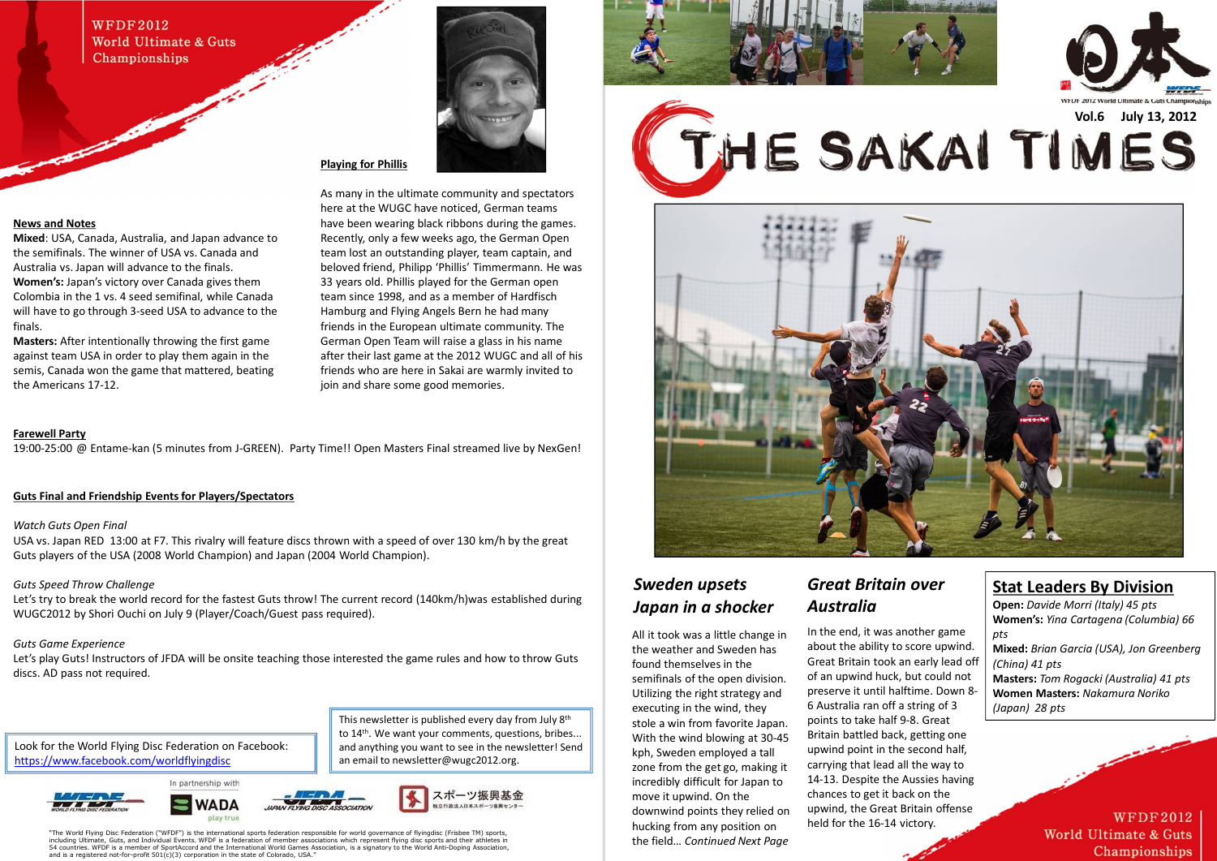WFDF2012
World Ultimate & Guts Championships

## News and Notes

**Mixed**: USA, Canada, Australia, and Japan advance to the semifinals. The winner of USA vs. Canada and Australia vs. Japan will advance to the finals.

**Women's:** Japan's victory over Canada gives them Colombia in the 1 vs. 4 seed semifinal, while Canada will have to go through 3-seed USA to advance to the finals.

**Masters:** After intentionally throwing the first game against team USA in order to play them again in the semis, Canada won the game that mattered, beating the Americans 17-12.

## Playing for Phillis

As many in the ultimate community and spectators here at the WUGC have noticed, German teams have been wearing black ribbons during the games. Recently, only a few weeks ago, the German Open team lost an outstanding player, team captain, and beloved friend, Philipp 'Phillis' Timmermann. He was 33 years old. Phillis played for the German open team since 1998, and as a member of Hardfisch Hamburg and Flying Angels Bern he had many friends in the European ultimate community. The German Open Team will raise a glass in his name after their last game at the 2012 WUGC and all of his friends who are here in Sakai are warmly invited to join and share some good memories.

## Farewell Party

19:00-25:00 @ Entame-kan (5 minutes from J-GREEN). Party Time!! Open Masters Final streamed live by NexGen!

## Guts Final and Friendship Events for Players/Spectators

*Watch Guts Open Final*

USA vs. Japan RED 13:00 at F7. This rivalry will feature discs thrown with a speed of over 130 km/h by the great Guts players of the USA (2008 World Champion) and Japan (2004 World Champion).

*Guts Speed Throw Challenge*

Let's try to break the world record for the fastest Guts throw! The current record (140km/h)was established during WUGC2012 by Shori Ouchi on July 9 (Player/Coach/Guest pass required).

*Guts Game Experience*

Let's play Guts! Instructors of JFDA will be onsite teaching those interested the game rules and how to throw Guts discs. AD pass not required.

Look for the World Flying Disc Federation on Facebook: https://www.facebook.com/worldflyingdisc

This newsletter is published every day from July 8th to 14th. We want your comments, questions, bribes... and anything you want to see in the newsletter! Send an email to newsletter@wugc2012.org.

In partnership with

WADA play true

JFDA JAPAN FLYING DISC ASSOCIATION

スポーツ振興基金

"The World Flying Disc Federation ("WFDF") is the international sports federation responsible for world governance of flyingdisc (Frisbee TM) sports, including Ultimate, Guts, and Individual Events. WFDF is a federation of member associations which represent flying disc sports and their athletes in 54 countries. WFDF is a member of SportAccord and the International World Games Association, is a signatory to the World Anti-Doping Association, and is a registered not-for-profit 501(c)(3) corporation in the state of Colorado, USA."

日本

WFDF 2012 World Ultimate & Guts Championships

Vol.6 July 13, 2012

# THE SAKAI TIMES

## *Sweden upsets Japan in a shocker*

All it took was a little change in the weather and Sweden has found themselves in the semifinals of the open division. Utilizing the right strategy and executing in the wind, they stole a win from favorite Japan. With the wind blowing at 30-45 kph, Sweden employed a tall zone from the get go, making it incredibly difficult for Japan to move it upwind. On the downwind points they relied on hucking from any position on the field... *Continued Next Page*

## *Great Britain over Australia*

In the end, it was another game about the ability to score upwind. Great Britain took an early lead off of an upwind huck, but could not preserve it until halftime. Down 8-6 Australia ran off a string of 3 points to take half 9-8. Great Britain battled back, getting one upwind point in the second half, carrying that lead all the way to 14-13. Despite the Aussies having chances to get it back on the upwind, the Great Britain offense held for the 16-14 victory.

## Stat Leaders By Division

**Open:** *Davide Morri (Italy) 45 pts*

**Women's:** *Yina Cartagena (Columbia) 66 pts*

**Mixed:** *Brian Garcia (USA), Jon Greenberg (China) 41 pts*

**Masters:** *Tom Rogacki (Australia) 41 pts*

**Women Masters:** *Nakamura Noriko (Japan) 28 pts*

WFDF2012
World Ultimate & Guts Championships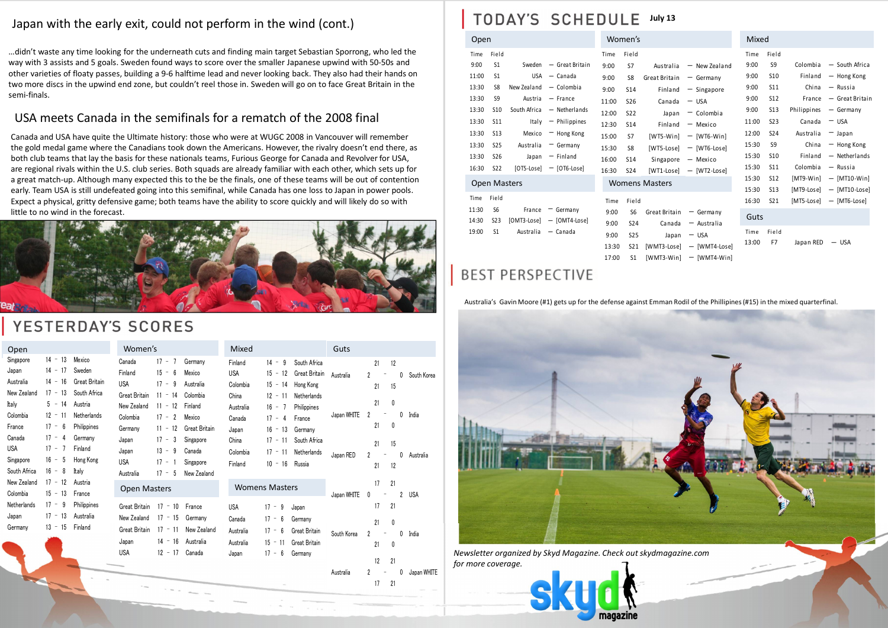## Japan with the early exit, could not perform in the wind (cont.)

…didn't waste any time looking for the underneath cuts and finding main target Sebastian Sporrong, who led the way with 3 assists and 5 goals. Sweden found ways to score over the smaller Japanese upwind with 50-50s and other varieties of floaty passes, building a 9-6 halftime lead and never looking back. They also had their hands on two more discs in the upwind end zone, but couldn't reel those in. Sweden will go on to face Great Britain in the semi-finals.

## USA meets Canada in the semifinals for a rematch of the 2008 final

Canada and USA have quite the Ultimate history: those who were at WUGC 2008 in Vancouver will remember the gold medal game where the Canadians took down the Americans. However, the rivalry doesn't end there, as both club teams that lay the basis for these nationals teams, Furious George for Canada and Revolver for USA, are regional rivals within the U.S. club series. Both squads are already familiar with each other, which sets up for a great match-up. Although many expected this to the be the finals, one of these teams will be out of contention early. Team USA is still undefeated going into this semifinal, while Canada has one loss to Japan in power pools. Expect a physical, gritty defensive game; both teams have the ability to score quickly and will likely do so with little to no wind in the forecast.

# YESTERDAY'S SCORES

### Open

| | | | |
|---|---|---|---|
| Singapore | 14 | 13 | Mexico |
| Japan | 14 | 17 | Sweden |
| Australia | 14 | 16 | Great Britain |
| New Zealand | 17 | 13 | South Africa |
| Italy | 5 | 14 | Austria |
| Colombia | 12 | 11 | Netherlands |
| France | 17 | 6 | Philippines |
| Canada | 17 | 4 | Germany |
| USA | 17 | 7 | Finland |
| Singapore | 16 | 5 | Hong Kong |
| South Africa | 16 | 8 | Italy |
| New Zealand | 17 | 12 | Austria |
| Colombia | 15 | 13 | France |
| Netherlands | 17 | 9 | Philippines |
| Japan | 17 | 13 | Australia |
| Germany | 13 | 15 | Finland |

### Women's

| | | | |
|---|---|---|---|
| Canada | 17 | 7 | Germany |
| Finland | 15 | 6 | Mexico |
| USA | 17 | 9 | Australia |
| Great Britain | 11 | 14 | Colombia |
| New Zealand | 11 | 12 | Finland |
| Colombia | 17 | 2 | Mexico |
| Germany | 11 | 12 | Great Britain |
| Japan | 17 | 3 | Singapore |
| Japan | 13 | 9 | Canada |
| USA | 17 | 1 | Singapore |
| Australia | 17 | 5 | New Zealand |

### Open Masters

| | | | |
|---|---|---|---|
| Great Britain | 17 | 10 | France |
| New Zealand | 17 | 15 | Germany |
| Great Britain | 17 | 11 | New Zealand |
| Japan | 14 | 16 | Australia |
| USA | 12 | 17 | Canada |

### Mixed

| | | | |
|---|---|---|---|
| Finland | 14 | 9 | South Africa |
| USA | 15 | 12 | Great Britain |
| Colombia | 15 | 14 | Hong Kong |
| China | 12 | 11 | Netherlands |
| Australia | 16 | 7 | Philippines |
| Canada | 17 | 4 | France |
| Japan | 16 | 13 | Germany |
| China | 17 | 11 | South Africa |
| Colombia | 17 | 11 | Netherlands |
| Finland | 10 | 16 | Russia |

### Womens Masters

| | | | |
|---|---|---|---|
| USA | 17 | 9 | Japan |
| Japan | 17 | 6 | Germany |
| Australia | 17 | 6 | Great Britain |
| Australia | 15 | 11 | Great Britain |
| Japan | 17 | 6 | Germany |

### Guts

| | Games | Match | Games | |
|---|---|---|---|---|
| Australia | 21 / 21 | 2 – 0 | 12 / 15 | South Korea |
| Japan WHITE | 21 / 21 | 2 – 0 | 0 / 0 | India |
| Japan RED | 21 / 21 | 2 – 0 | 15 / 12 | Australia |
| Japan WHITE | 17 / 17 | 0 – 2 | 21 / 21 | USA |
| South Korea | 21 / 21 | 2 – 0 | 0 / 0 | India |
| Australia | 12 / 17 | 2 – 0 | 21 / 21 | Japan WHITE |

# TODAY'S SCHEDULE July 13

### Open

| Time | Field | | |
|---|---|---|---|
| 9:00 | S1 | Sweden | Great Britain |
| 11:00 | S1 | USA | Canada |
| 13:30 | S8 | New Zealand | Colombia |
| 13:30 | S9 | Austria | France |
| 13:30 | S10 | South Africa | Netherlands |
| 13:30 | S11 | Italy | Philippines |
| 13:30 | S13 | Mexico | Hong Kong |
| 13:30 | S25 | Australia | Germany |
| 13:30 | S26 | Japan | Finland |
| 16:30 | S22 | [OT5-Lose] | [OT6-Lose] |

### Open Masters

| Time | Field | | |
|---|---|---|---|
| 11:30 | S6 | France | Germany |
| 14:30 | S23 | [OMT3-Lose] | [OMT4-Lose] |
| 19:00 | S1 | Australia | Canada |

### Women's

| Time | Field | | |
|---|---|---|---|
| 9:00 | S7 | Australia | New Zealand |
| 9:00 | S8 | Great Britain | Germany |
| 9:00 | S14 | Finland | Singapore |
| 11:00 | S26 | Canada | USA |
| 12:00 | S22 | Japan | Colombia |
| 12:30 | S14 | Finland | Mexico |
| 15:00 | S7 | [WT5-Win] | [WT6-Win] |
| 15:30 | S8 | [WT5-Lose] | [WT6-Lose] |
| 16:00 | S14 | Singapore | Mexico |
| 16:30 | S24 | [WT1-Lose] | [WT2-Lose] |

### Womens Masters

| Time | Field | | |
|---|---|---|---|
| 9:00 | S6 | Great Britain | Germany |
| 9:00 | S24 | Canada | Australia |
| 9:00 | S25 | Japan | USA |
| 13:30 | S21 | [WMT3-Lose] | [WMT4-Lose] |
| 17:00 | S1 | [WMT3-Win] | [WMT4-Win] |

### Mixed

| Time | Field | | |
|---|---|---|---|
| 9:00 | S9 | Colombia | South Africa |
| 9:00 | S10 | Finland | Hong Kong |
| 9:00 | S11 | China | Russia |
| 9:00 | S12 | France | Great Britain |
| 9:00 | S13 | Philippines | Germany |
| 11:00 | S23 | Canada | USA |
| 12:00 | S24 | Australia | Japan |
| 15:30 | S9 | China | Hong Kong |
| 15:30 | S10 | Finland | Netherlands |
| 15:30 | S11 | Colombia | Russia |
| 15:30 | S12 | [MT9-Win] | [MT10-Win] |
| 15:30 | S13 | [MT9-Lose] | [MT10-Lose] |
| 16:30 | S21 | [MT5-Lose] | [MT6-Lose] |

### Guts

| Time | Field | | |
|---|---|---|---|
| 13:00 | F7 | Japan RED | USA |

# BEST PERSPECTIVE

Australia's Gavin Moore (#1) gets up for the defense against Emman Rodil of the Phillipines (#15) in the mixed quarterfinal.

*Newsletter organized by Skyd Magazine. Check out skydmagazine.com for more coverage.*

skyd magazine